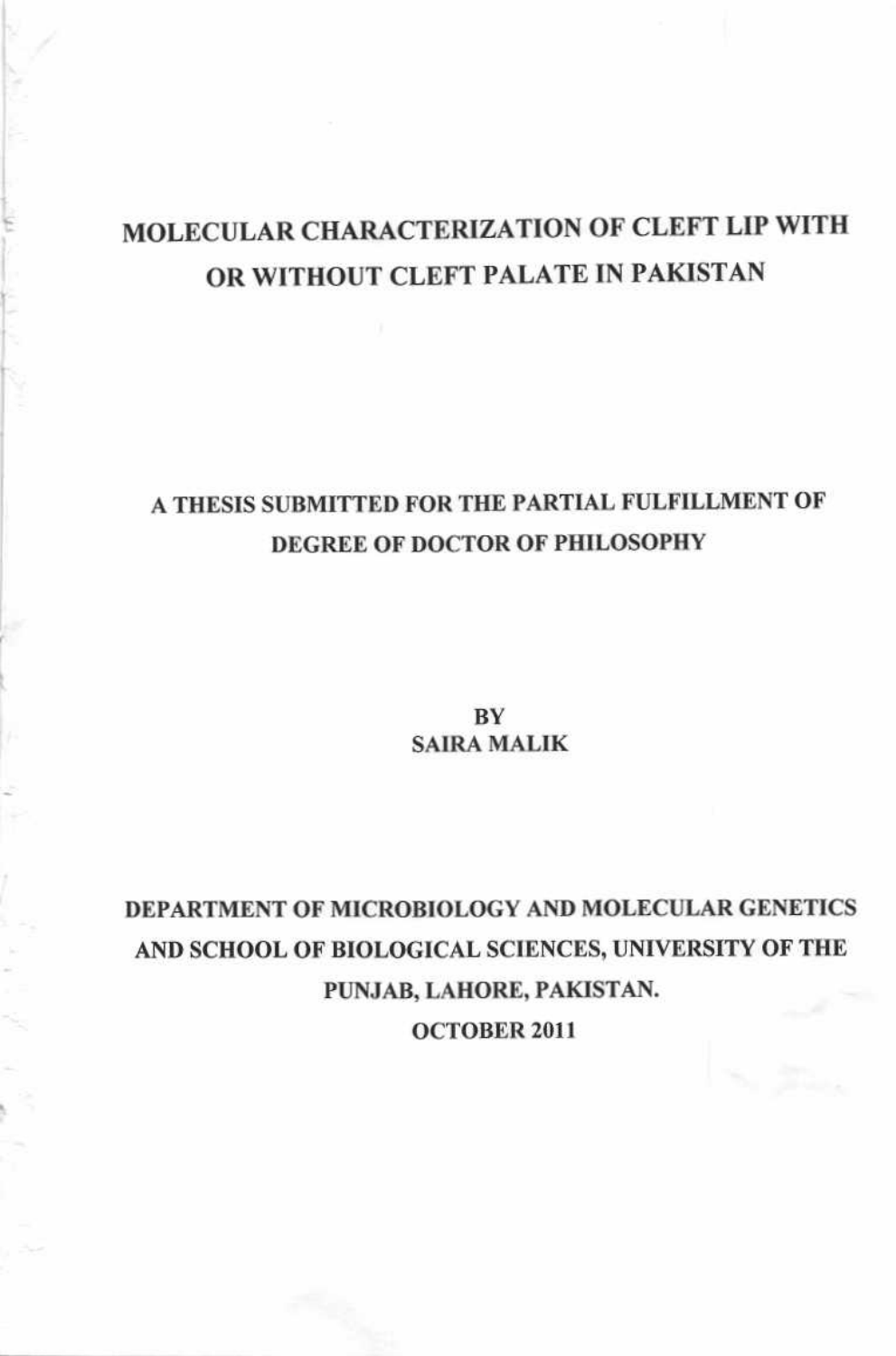# MOLECULAR CHARACTERIZATION OF CLEFT LIP WITH OR WITHOUT CLEFT PALATE IN PAKISTAN

**A THESIS SUBMITTED FOR THE PARTIAL FULFILLMENT OF DEGREE OF DOCTOR OF PHILOSOPHY**

**BY**
**SAIRA MALIK**

**DEPARTMENT OF MICROBIOLOGY AND MOLECULAR GENETICS AND SCHOOL OF BIOLOGICAL SCIENCES, UNIVERSITY OF THE PUNJAB, LAHORE, PAKISTAN.**

**OCTOBER 2011**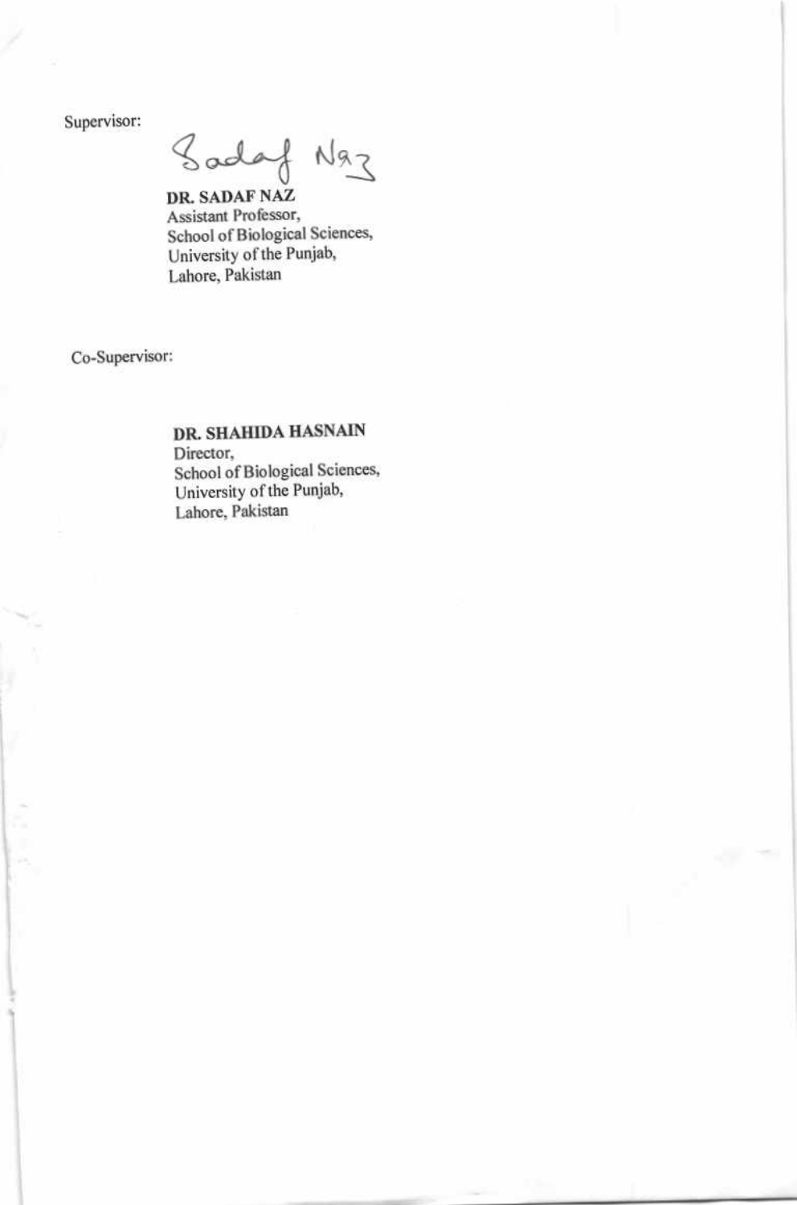Supervisor:

Sadaf Naz

**DR. SADAF NAZ**
Assistant Professor,
School of Biological Sciences,
University of the Punjab,
Lahore, Pakistan

Co-Supervisor:

**DR. SHAHIDA HASNAIN**
Director,
School of Biological Sciences,
University of the Punjab,
Lahore, Pakistan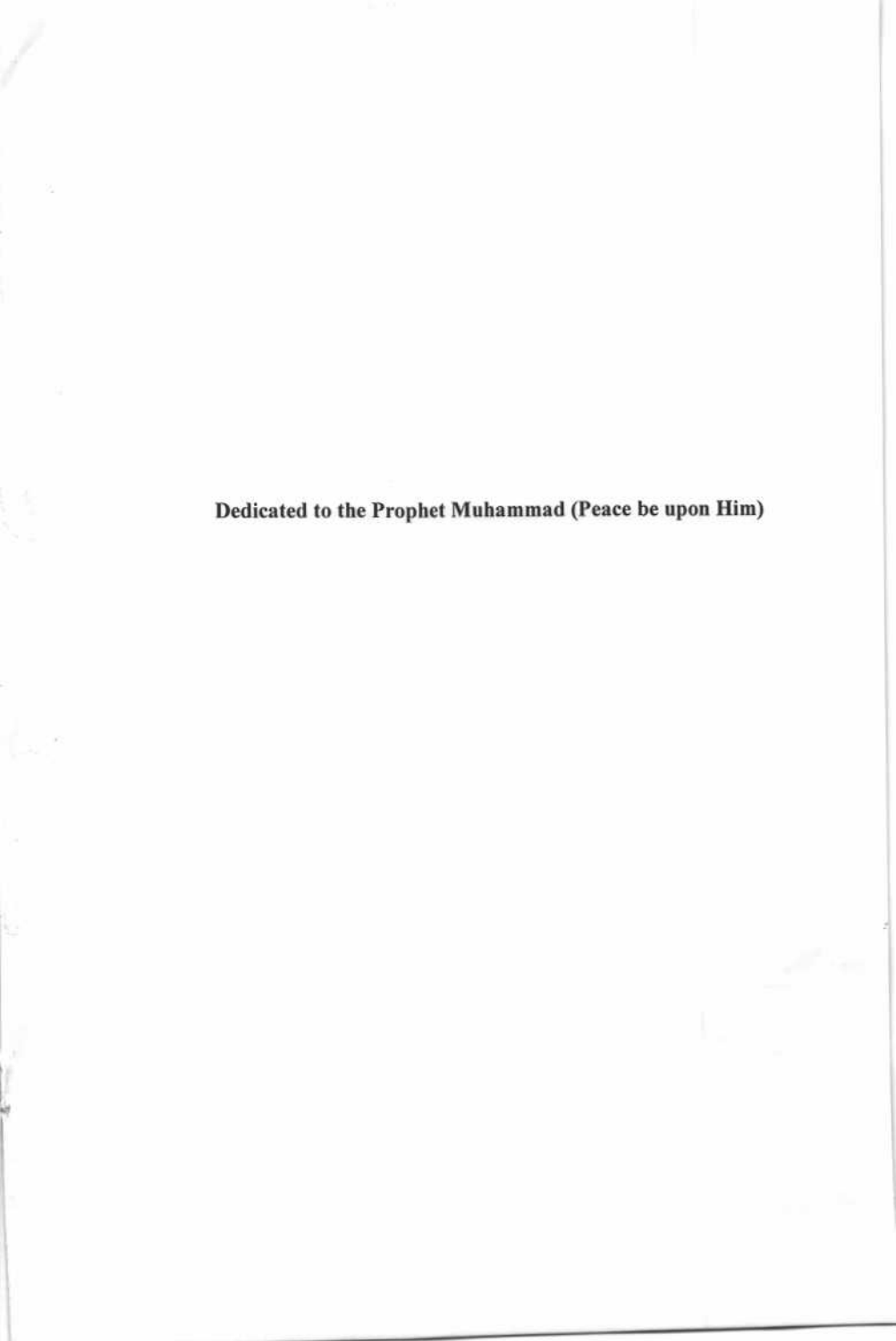**Dedicated to the Prophet Muhammad (Peace be upon Him)**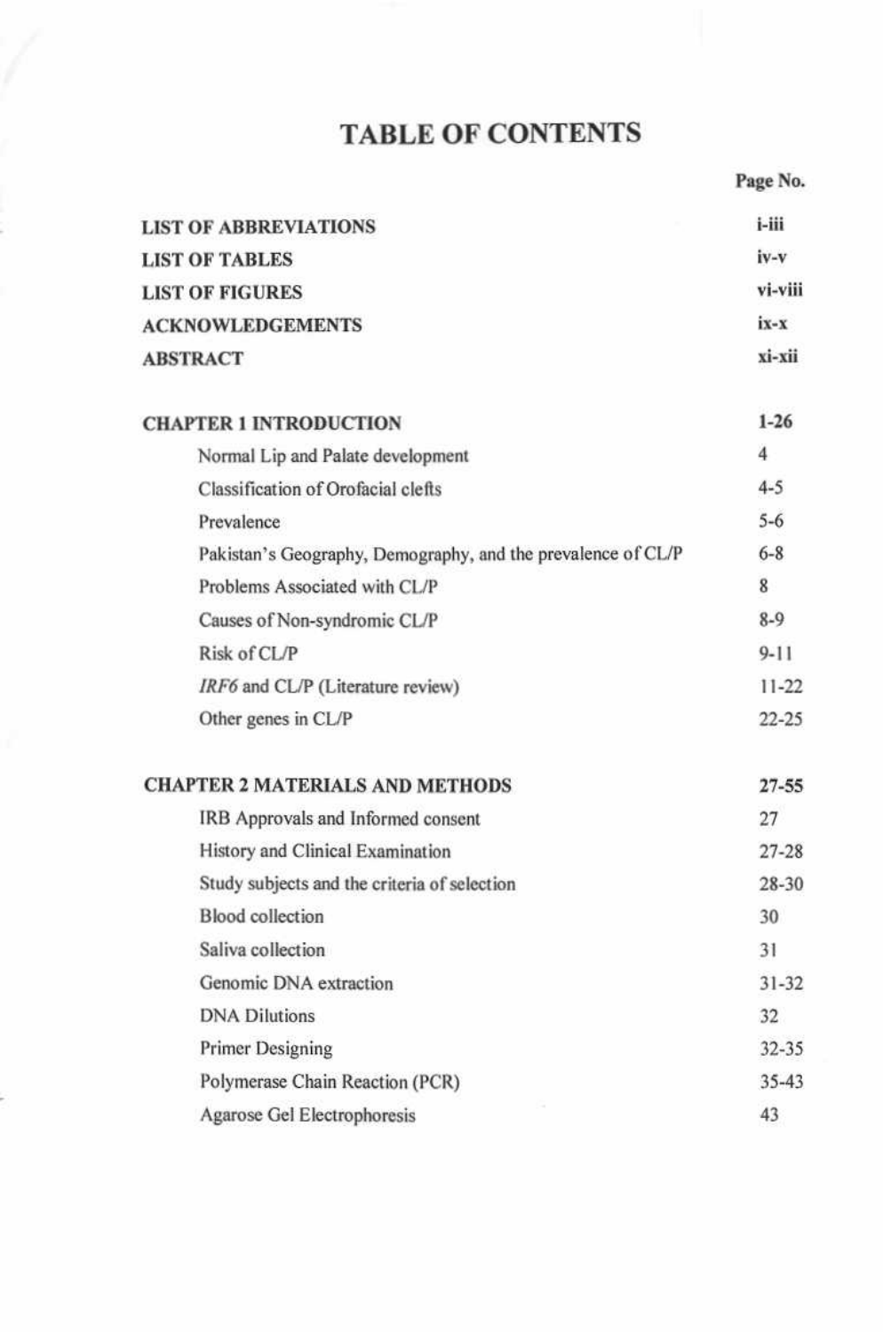# TABLE OF CONTENTS

| | Page No. |
|---|---|
| **LIST OF ABBREVIATIONS** | i-iii |
| **LIST OF TABLES** | iv-v |
| **LIST OF FIGURES** | vi-viii |
| **ACKNOWLEDGEMENTS** | ix-x |
| **ABSTRACT** | xi-xii |
| | |
| **CHAPTER 1 INTRODUCTION** | **1-26** |
| Normal Lip and Palate development | 4 |
| Classification of Orofacial clefts | 4-5 |
| Prevalence | 5-6 |
| Pakistan's Geography, Demography, and the prevalence of CL/P | 6-8 |
| Problems Associated with CL/P | 8 |
| Causes of Non-syndromic CL/P | 8-9 |
| Risk of CL/P | 9-11 |
| *IRF6* and CL/P (Literature review) | 11-22 |
| Other genes in CL/P | 22-25 |
| | |
| **CHAPTER 2 MATERIALS AND METHODS** | **27-55** |
| IRB Approvals and Informed consent | 27 |
| History and Clinical Examination | 27-28 |
| Study subjects and the criteria of selection | 28-30 |
| Blood collection | 30 |
| Saliva collection | 31 |
| Genomic DNA extraction | 31-32 |
| DNA Dilutions | 32 |
| Primer Designing | 32-35 |
| Polymerase Chain Reaction (PCR) | 35-43 |
| Agarose Gel Electrophoresis | 43 |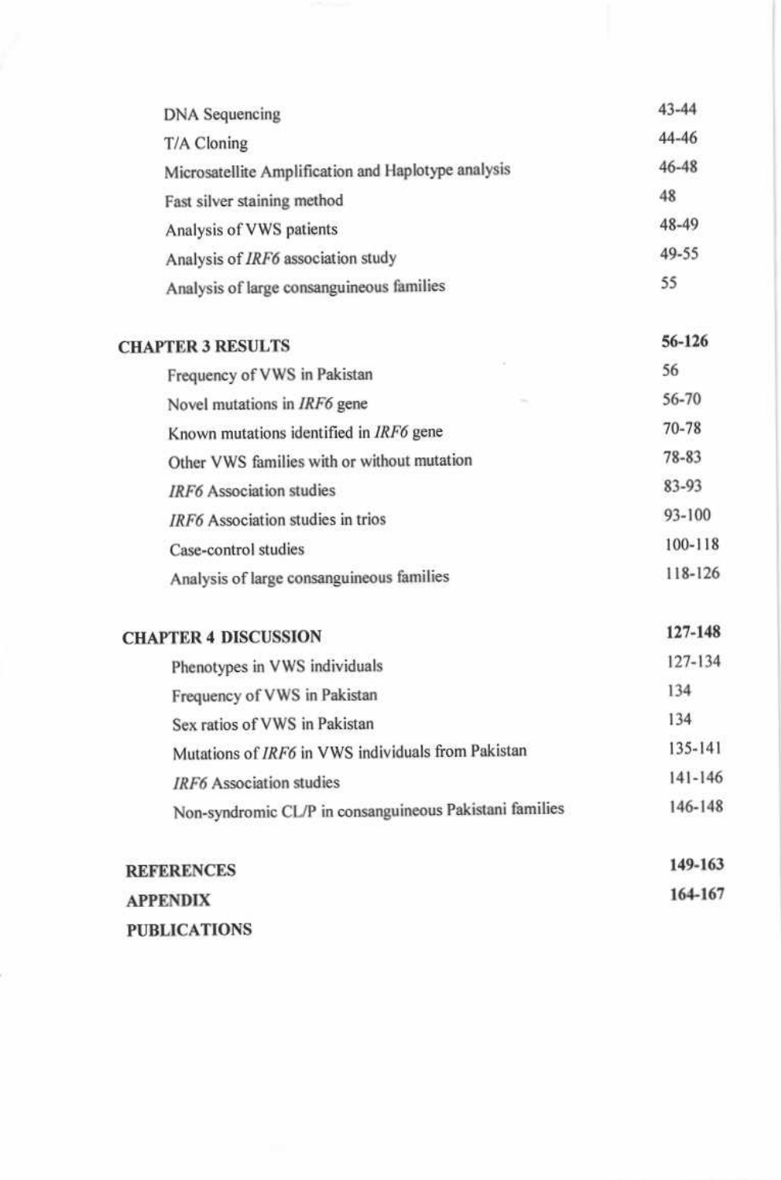| | |
|---|---|
| DNA Sequencing | 43-44 |
| T/A Cloning | 44-46 |
| Microsatellite Amplification and Haplotype analysis | 46-48 |
| Fast silver staining method | 48 |
| Analysis of VWS patients | 48-49 |
| Analysis of *IRF6* association study | 49-55 |
| Analysis of large consanguineous families | 55 |
| **CHAPTER 3 RESULTS** | **56-126** |
| Frequency of VWS in Pakistan | 56 |
| Novel mutations in *IRF6* gene | 56-70 |
| Known mutations identified in *IRF6* gene | 70-78 |
| Other VWS families with or without mutation | 78-83 |
| *IRF6* Association studies | 83-93 |
| *IRF6* Association studies in trios | 93-100 |
| Case-control studies | 100-118 |
| Analysis of large consanguineous families | 118-126 |
| **CHAPTER 4 DISCUSSION** | **127-148** |
| Phenotypes in VWS individuals | 127-134 |
| Frequency of VWS in Pakistan | 134 |
| Sex ratios of VWS in Pakistan | 134 |
| Mutations of *IRF6* in VWS individuals from Pakistan | 135-141 |
| *IRF6* Association studies | 141-146 |
| Non-syndromic CL/P in consanguineous Pakistani families | 146-148 |
| **REFERENCES** | **149-163** |
| **APPENDIX** | **164-167** |
| **PUBLICATIONS** | |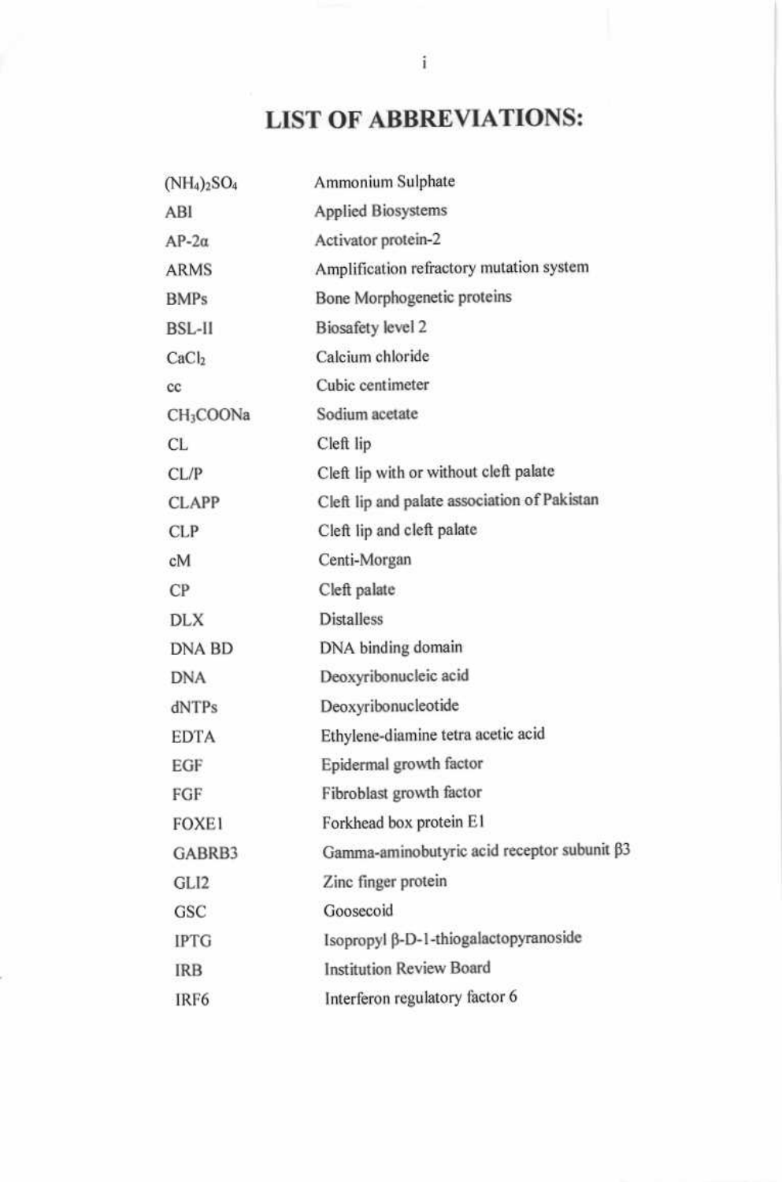# LIST OF ABBREVIATIONS:

| | |
|---|---|
| $(NH_4)_2SO_4$ | Ammonium Sulphate |
| ABI | Applied Biosystems |
| AP-2α | Activator protein-2 |
| ARMS | Amplification refractory mutation system |
| BMPs | Bone Morphogenetic proteins |
| BSL-II | Biosafety level 2 |
| $CaCl_2$ | Calcium chloride |
| cc | Cubic centimeter |
| $CH_3COONa$ | Sodium acetate |
| CL | Cleft lip |
| CL/P | Cleft lip with or without cleft palate |
| CLAPP | Cleft lip and palate association of Pakistan |
| CLP | Cleft lip and cleft palate |
| cM | Centi-Morgan |
| CP | Cleft palate |
| DLX | Distalless |
| DNA BD | DNA binding domain |
| DNA | Deoxyribonucleic acid |
| dNTPs | Deoxyribonucleotide |
| EDTA | Ethylene-diamine tetra acetic acid |
| EGF | Epidermal growth factor |
| FGF | Fibroblast growth factor |
| FOXE1 | Forkhead box protein E1 |
| GABRB3 | Gamma-aminobutyric acid receptor subunit β3 |
| GLI2 | Zinc finger protein |
| GSC | Goosecoid |
| IPTG | Isopropyl β-D-1-thiogalactopyranoside |
| IRB | Institution Review Board |
| IRF6 | Interferon regulatory factor 6 |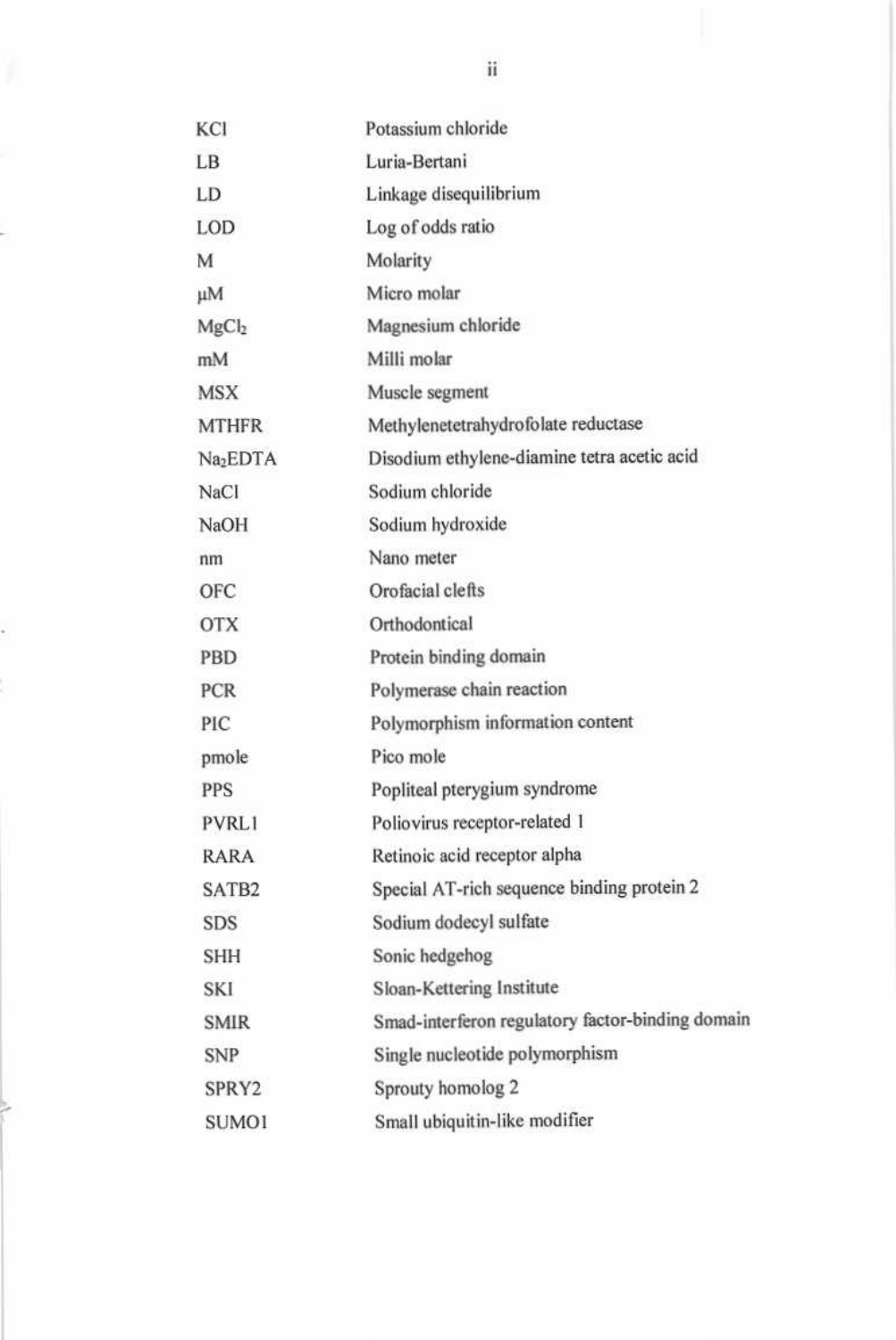| | |
|---|---|
| KCl | Potassium chloride |
| LB | Luria-Bertani |
| LD | Linkage disequilibrium |
| LOD | Log of odds ratio |
| M | Molarity |
| µM | Micro molar |
| $MgCl_2$ | Magnesium chloride |
| mM | Milli molar |
| MSX | Muscle segment |
| MTHFR | Methylenetetrahydrofolate reductase |
| $Na_2EDTA$ | Disodium ethylene-diamine tetra acetic acid |
| NaCl | Sodium chloride |
| NaOH | Sodium hydroxide |
| nm | Nano meter |
| OFC | Orofacial clefts |
| OTX | Orthodontical |
| PBD | Protein binding domain |
| PCR | Polymerase chain reaction |
| PIC | Polymorphism information content |
| pmole | Pico mole |
| PPS | Popliteal pterygium syndrome |
| PVRL1 | Poliovirus receptor-related 1 |
| RARA | Retinoic acid receptor alpha |
| SATB2 | Special AT-rich sequence binding protein 2 |
| SDS | Sodium dodecyl sulfate |
| SHH | Sonic hedgehog |
| SKI | Sloan-Kettering Institute |
| SMIR | Smad-interferon regulatory factor-binding domain |
| SNP | Single nucleotide polymorphism |
| SPRY2 | Sprouty homolog 2 |
| SUMO1 | Small ubiquitin-like modifier |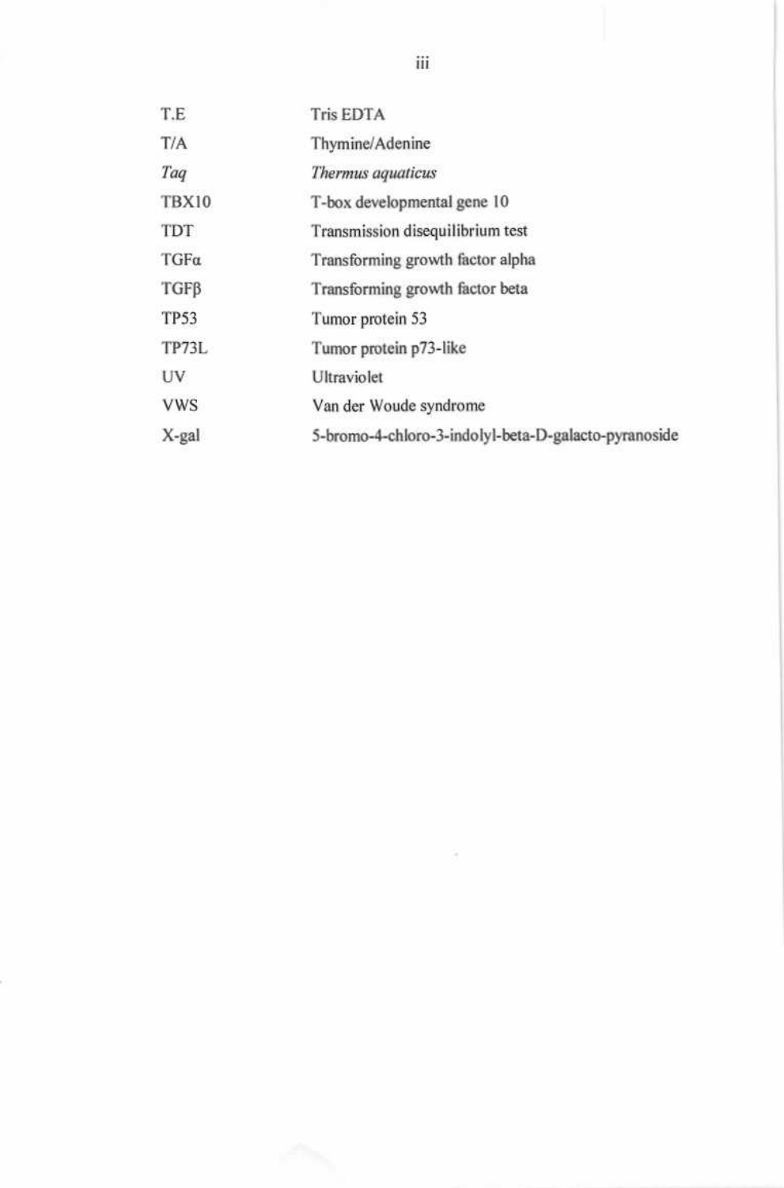| | |
|---|---|
| T.E | Tris EDTA |
| T/A | Thymine/Adenine |
| *Taq* | *Thermus aquaticus* |
| TBX10 | T-box developmental gene 10 |
| TDT | Transmission disequilibrium test |
| TGFα | Transforming growth factor alpha |
| TGFβ | Transforming growth factor beta |
| TP53 | Tumor protein 53 |
| TP73L | Tumor protein p73-like |
| UV | Ultraviolet |
| VWS | Van der Woude syndrome |
| X-gal | 5-bromo-4-chloro-3-indolyl-beta-D-galacto-pyranoside |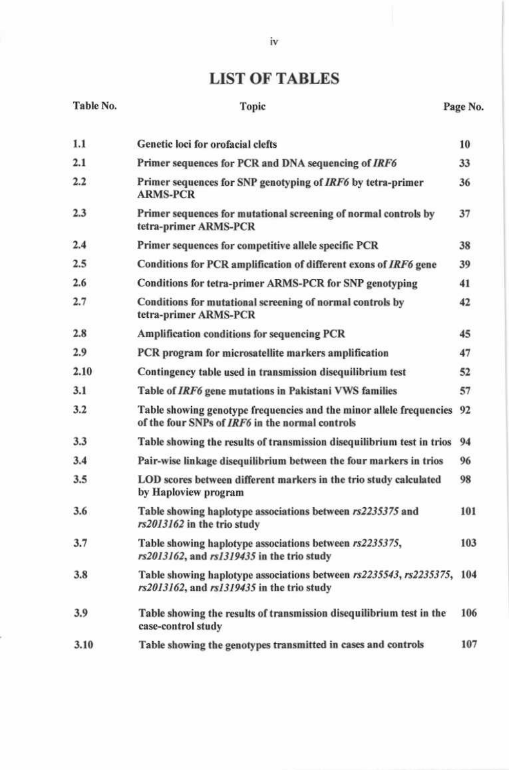# LIST OF TABLES

| Table No. | Topic | Page No. |
|---|---|---|
| 1.1 | Genetic loci for orofacial clefts | 10 |
| 2.1 | Primer sequences for PCR and DNA sequencing of *IRF6* | 33 |
| 2.2 | Primer sequences for SNP genotyping of *IRF6* by tetra-primer ARMS-PCR | 36 |
| 2.3 | Primer sequences for mutational screening of normal controls by tetra-primer ARMS-PCR | 37 |
| 2.4 | Primer sequences for competitive allele specific PCR | 38 |
| 2.5 | Conditions for PCR amplification of different exons of *IRF6* gene | 39 |
| 2.6 | Conditions for tetra-primer ARMS-PCR for SNP genotyping | 41 |
| 2.7 | Conditions for mutational screening of normal controls by tetra-primer ARMS-PCR | 42 |
| 2.8 | Amplification conditions for sequencing PCR | 45 |
| 2.9 | PCR program for microsatellite markers amplification | 47 |
| 2.10 | Contingency table used in transmission disequilibrium test | 52 |
| 3.1 | Table of *IRF6* gene mutations in Pakistani VWS families | 57 |
| 3.2 | Table showing genotype frequencies and the minor allele frequencies of the four SNPs of *IRF6* in the normal controls | 92 |
| 3.3 | Table showing the results of transmission disequilibrium test in trios | 94 |
| 3.4 | Pair-wise linkage disequilibrium between the four markers in trios | 96 |
| 3.5 | LOD scores between different markers in the trio study calculated by Haploview program | 98 |
| 3.6 | Table showing haplotype associations between *rs2235375* and *rs2013162* in the trio study | 101 |
| 3.7 | Table showing haplotype associations between *rs2235375*, *rs2013162*, and *rs1319435* in the trio study | 103 |
| 3.8 | Table showing haplotype associations between *rs2235543*, *rs2235375*, *rs2013162*, and *rs1319435* in the trio study | 104 |
| 3.9 | Table showing the results of transmission disequilibrium test in the case-control study | 106 |
| 3.10 | Table showing the genotypes transmitted in cases and controls | 107 |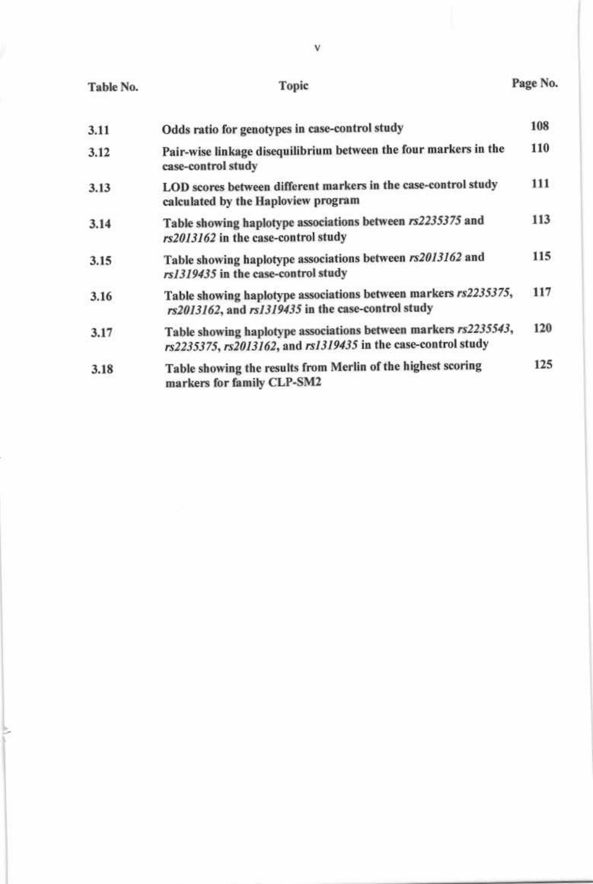| Table No. | Topic | Page No. |
|---|---|---|
| 3.11 | Odds ratio for genotypes in case-control study | 108 |
| 3.12 | Pair-wise linkage disequilibrium between the four markers in the case-control study | 110 |
| 3.13 | LOD scores between different markers in the case-control study calculated by the Haploview program | 111 |
| 3.14 | Table showing haplotype associations between *rs2235375* and *rs2013162* in the case-control study | 113 |
| 3.15 | Table showing haplotype associations between *rs2013162* and *rs1319435* in the case-control study | 115 |
| 3.16 | Table showing haplotype associations between markers *rs2235375*, *rs2013162*, and *rs1319435* in the case-control study | 117 |
| 3.17 | Table showing haplotype associations between markers *rs2235543*, *rs2235375*, *rs2013162*, and *rs1319435* in the case-control study | 120 |
| 3.18 | Table showing the results from Merlin of the highest scoring markers for family CLP-SM2 | 125 |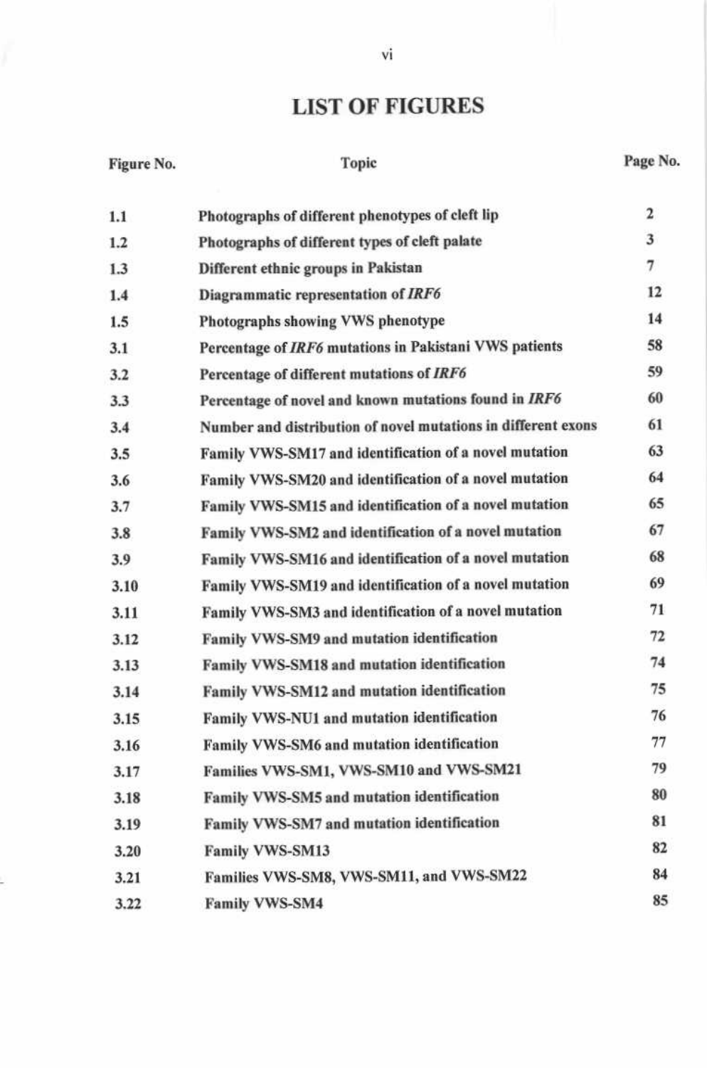# LIST OF FIGURES

| Figure No. | Topic | Page No. |
|---|---|---|
| 1.1 | Photographs of different phenotypes of cleft lip | 2 |
| 1.2 | Photographs of different types of cleft palate | 3 |
| 1.3 | Different ethnic groups in Pakistan | 7 |
| 1.4 | Diagrammatic representation of *IRF6* | 12 |
| 1.5 | Photographs showing VWS phenotype | 14 |
| 3.1 | Percentage of *IRF6* mutations in Pakistani VWS patients | 58 |
| 3.2 | Percentage of different mutations of *IRF6* | 59 |
| 3.3 | Percentage of novel and known mutations found in *IRF6* | 60 |
| 3.4 | Number and distribution of novel mutations in different exons | 61 |
| 3.5 | Family VWS-SM17 and identification of a novel mutation | 63 |
| 3.6 | Family VWS-SM20 and identification of a novel mutation | 64 |
| 3.7 | Family VWS-SM15 and identification of a novel mutation | 65 |
| 3.8 | Family VWS-SM2 and identification of a novel mutation | 67 |
| 3.9 | Family VWS-SM16 and identification of a novel mutation | 68 |
| 3.10 | Family VWS-SM19 and identification of a novel mutation | 69 |
| 3.11 | Family VWS-SM3 and identification of a novel mutation | 71 |
| 3.12 | Family VWS-SM9 and mutation identification | 72 |
| 3.13 | Family VWS-SM18 and mutation identification | 74 |
| 3.14 | Family VWS-SM12 and mutation identification | 75 |
| 3.15 | Family VWS-NU1 and mutation identification | 76 |
| 3.16 | Family VWS-SM6 and mutation identification | 77 |
| 3.17 | Families VWS-SM1, VWS-SM10 and VWS-SM21 | 79 |
| 3.18 | Family VWS-SM5 and mutation identification | 80 |
| 3.19 | Family VWS-SM7 and mutation identification | 81 |
| 3.20 | Family VWS-SM13 | 82 |
| 3.21 | Families VWS-SM8, VWS-SM11, and VWS-SM22 | 84 |
| 3.22 | Family VWS-SM4 | 85 |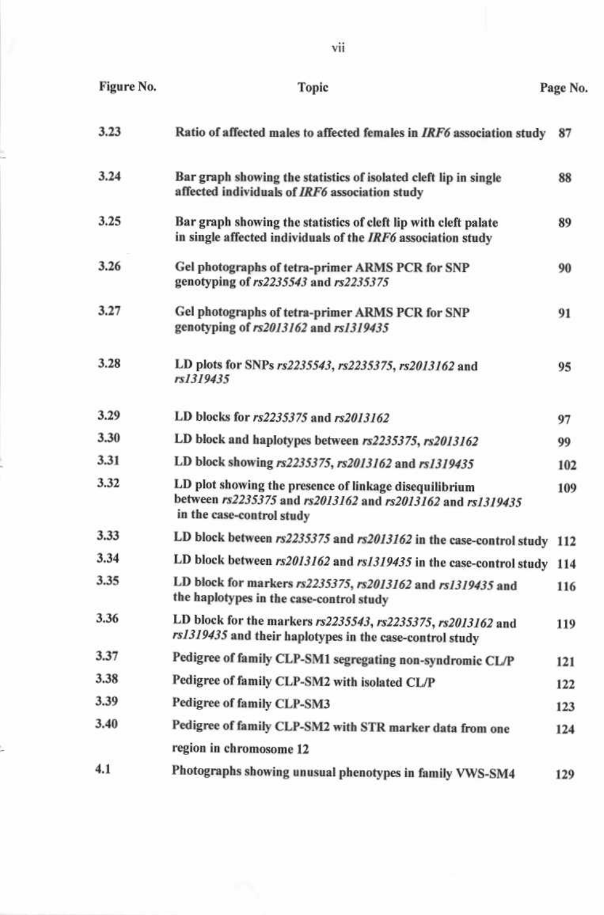| Figure No. | Topic | Page No. |
|---|---|---|
| 3.23 | Ratio of affected males to affected females in *IRF6* association study | 87 |
| 3.24 | Bar graph showing the statistics of isolated cleft lip in single affected individuals of *IRF6* association study | 88 |
| 3.25 | Bar graph showing the statistics of cleft lip with cleft palate in single affected individuals of the *IRF6* association study | 89 |
| 3.26 | Gel photographs of tetra-primer ARMS PCR for SNP genotyping of *rs2235543* and *rs2235375* | 90 |
| 3.27 | Gel photographs of tetra-primer ARMS PCR for SNP genotyping of *rs2013162* and *rs1319435* | 91 |
| 3.28 | LD plots for SNPs *rs2235543*, *rs2235375*, *rs2013162* and *rs1319435* | 95 |
| 3.29 | LD blocks for *rs2235375* and *rs2013162* | 97 |
| 3.30 | LD block and haplotypes between *rs2235375*, *rs2013162* | 99 |
| 3.31 | LD block showing *rs2235375*, *rs2013162* and *rs1319435* | 102 |
| 3.32 | LD plot showing the presence of linkage disequilibrium between *rs2235375* and *rs2013162* and *rs2013162* and *rs1319435* in the case-control study | 109 |
| 3.33 | LD block between *rs2235375* and *rs2013162* in the case-control study | 112 |
| 3.34 | LD block between *rs2013162* and *rs1319435* in the case-control study | 114 |
| 3.35 | LD block for markers *rs2235375*, *rs2013162* and *rs1319435* and the haplotypes in the case-control study | 116 |
| 3.36 | LD block for the markers *rs2235543*, *rs2235375*, *rs2013162* and *rs1319435* and their haplotypes in the case-control study | 119 |
| 3.37 | Pedigree of family CLP-SM1 segregating non-syndromic CL/P | 121 |
| 3.38 | Pedigree of family CLP-SM2 with isolated CL/P | 122 |
| 3.39 | Pedigree of family CLP-SM3 | 123 |
| 3.40 | Pedigree of family CLP-SM2 with STR marker data from one region in chromosome 12 | 124 |
| 4.1 | Photographs showing unusual phenotypes in family VWS-SM4 | 129 |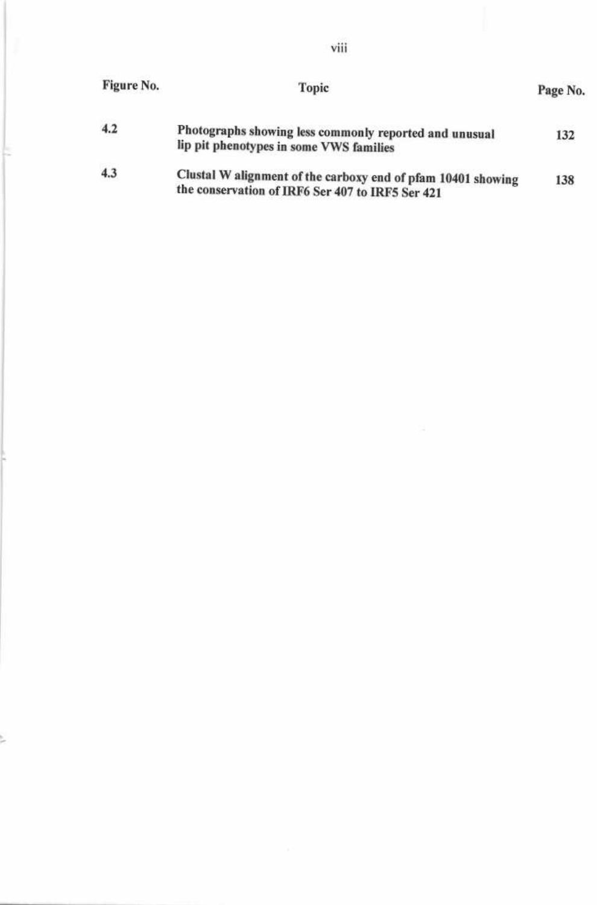| Figure No. | Topic | Page No. |
|---|---|---|
| 4.2 | Photographs showing less commonly reported and unusual lip pit phenotypes in some VWS families | 132 |
| 4.3 | Clustal W alignment of the carboxy end of pfam 10401 showing the conservation of IRF6 Ser 407 to IRF5 Ser 421 | 138 |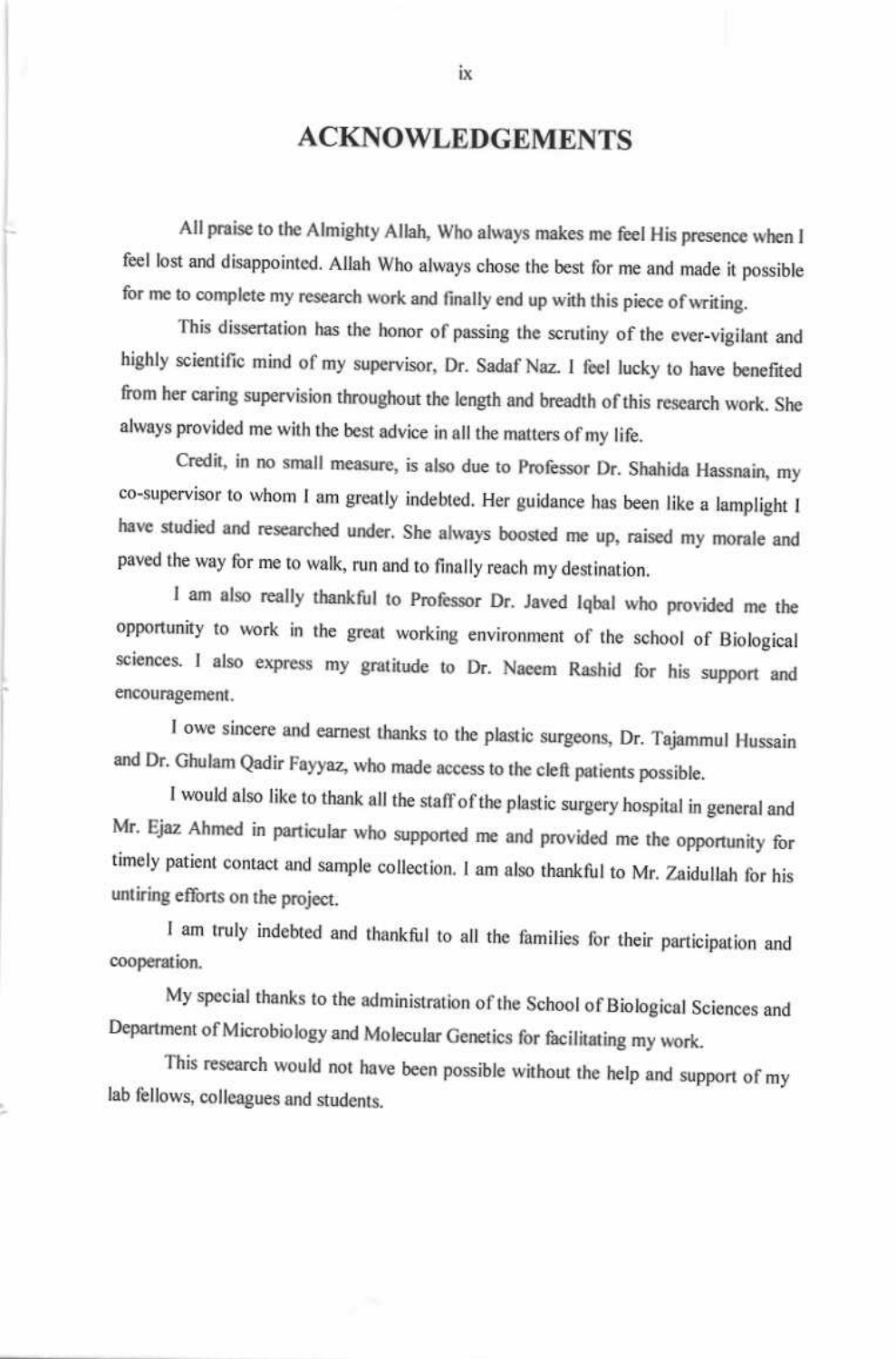# ACKNOWLEDGEMENTS

All praise to the Almighty Allah, Who always makes me feel His presence when I feel lost and disappointed. Allah Who always chose the best for me and made it possible for me to complete my research work and finally end up with this piece of writing.

This dissertation has the honor of passing the scrutiny of the ever-vigilant and highly scientific mind of my supervisor, Dr. Sadaf Naz. I feel lucky to have benefited from her caring supervision throughout the length and breadth of this research work. She always provided me with the best advice in all the matters of my life.

Credit, in no small measure, is also due to Professor Dr. Shahida Hassnain, my co-supervisor to whom I am greatly indebted. Her guidance has been like a lamplight I have studied and researched under. She always boosted me up, raised my morale and paved the way for me to walk, run and to finally reach my destination.

I am also really thankful to Professor Dr. Javed Iqbal who provided me the opportunity to work in the great working environment of the school of Biological sciences. I also express my gratitude to Dr. Naeem Rashid for his support and encouragement.

I owe sincere and earnest thanks to the plastic surgeons, Dr. Tajammul Hussain and Dr. Ghulam Qadir Fayyaz, who made access to the cleft patients possible.

I would also like to thank all the staff of the plastic surgery hospital in general and Mr. Ejaz Ahmed in particular who supported me and provided me the opportunity for timely patient contact and sample collection. I am also thankful to Mr. Zaidullah for his untiring efforts on the project.

I am truly indebted and thankful to all the families for their participation and cooperation.

My special thanks to the administration of the School of Biological Sciences and Department of Microbiology and Molecular Genetics for facilitating my work.

This research would not have been possible without the help and support of my lab fellows, colleagues and students.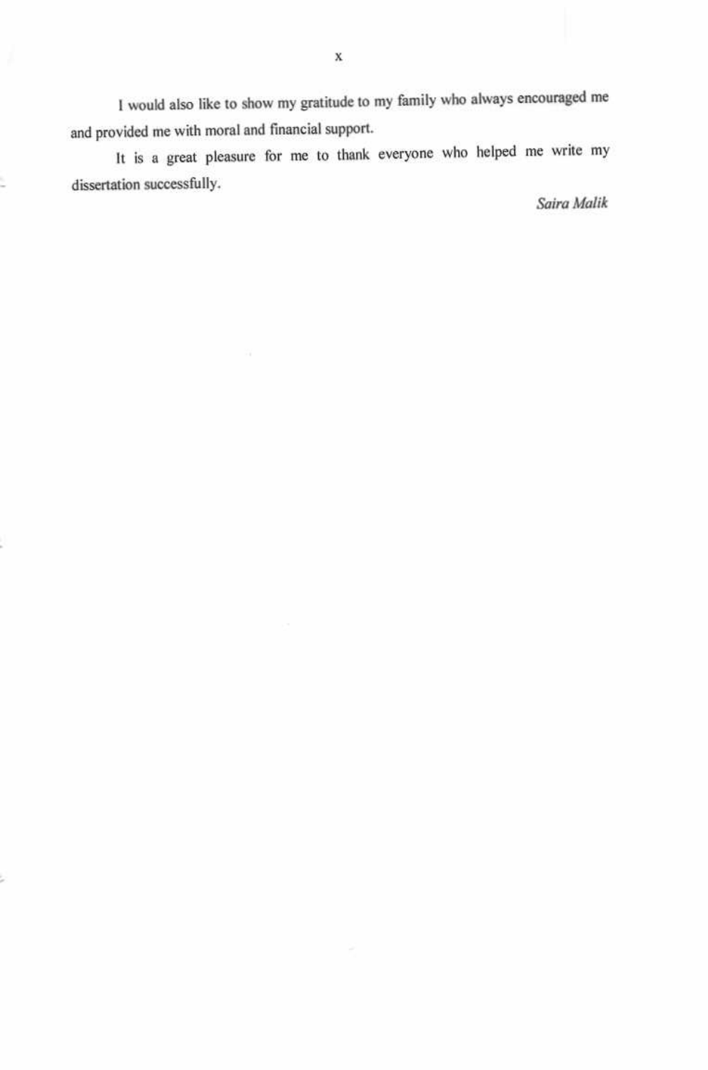I would also like to show my gratitude to my family who always encouraged me and provided me with moral and financial support.

It is a great pleasure for me to thank everyone who helped me write my dissertation successfully.

*Saira Malik*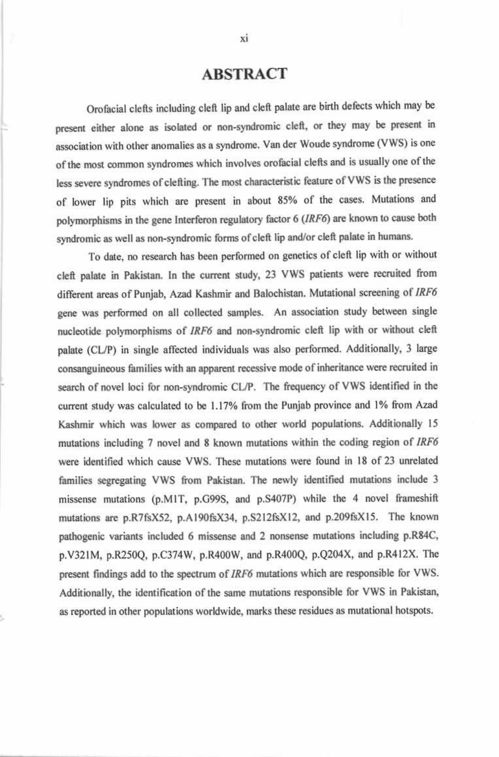# ABSTRACT

Orofacial clefts including cleft lip and cleft palate are birth defects which may be present either alone as isolated or non-syndromic cleft, or they may be present in association with other anomalies as a syndrome. Van der Woude syndrome (VWS) is one of the most common syndromes which involves orofacial clefts and is usually one of the less severe syndromes of clefting. The most characteristic feature of VWS is the presence of lower lip pits which are present in about 85% of the cases. Mutations and polymorphisms in the gene Interferon regulatory factor 6 (*IRF6*) are known to cause both syndromic as well as non-syndromic forms of cleft lip and/or cleft palate in humans.

To date, no research has been performed on genetics of cleft lip with or without cleft palate in Pakistan. In the current study, 23 VWS patients were recruited from different areas of Punjab, Azad Kashmir and Balochistan. Mutational screening of *IRF6* gene was performed on all collected samples. An association study between single nucleotide polymorphisms of *IRF6* and non-syndromic cleft lip with or without cleft palate (CL/P) in single affected individuals was also performed. Additionally, 3 large consanguineous families with an apparent recessive mode of inheritance were recruited in search of novel loci for non-syndromic CL/P. The frequency of VWS identified in the current study was calculated to be 1.17% from the Punjab province and 1% from Azad Kashmir which was lower as compared to other world populations. Additionally 15 mutations including 7 novel and 8 known mutations within the coding region of *IRF6* were identified which cause VWS. These mutations were found in 18 of 23 unrelated families segregating VWS from Pakistan. The newly identified mutations include 3 missense mutations (p.M1T, p.G99S, and p.S407P) while the 4 novel frameshift mutations are p.R7fsX52, p.A190fsX34, p.S212fsX12, and p.209fsX15. The known pathogenic variants included 6 missense and 2 nonsense mutations including p.R84C, p.V321M, p.R250Q, p.C374W, p.R400W, and p.R400Q, p.Q204X, and p.R412X. The present findings add to the spectrum of *IRF6* mutations which are responsible for VWS. Additionally, the identification of the same mutations responsible for VWS in Pakistan, as reported in other populations worldwide, marks these residues as mutational hotspots.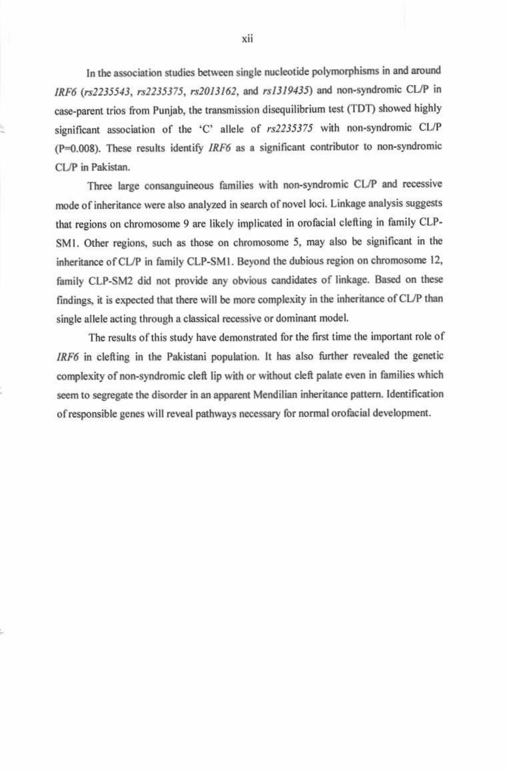In the association studies between single nucleotide polymorphisms in and around *IRF6* (*rs2235543*, *rs2235375*, *rs2013162*, and *rs1319435*) and non-syndromic CL/P in case-parent trios from Punjab, the transmission disequilibrium test (TDT) showed highly significant association of the 'C' allele of *rs2235375* with non-syndromic CL/P (P=0.008). These results identify *IRF6* as a significant contributor to non-syndromic CL/P in Pakistan.

Three large consanguineous families with non-syndromic CL/P and recessive mode of inheritance were also analyzed in search of novel loci. Linkage analysis suggests that regions on chromosome 9 are likely implicated in orofacial clefting in family CLP-SM1. Other regions, such as those on chromosome 5, may also be significant in the inheritance of CL/P in family CLP-SM1. Beyond the dubious region on chromosome 12, family CLP-SM2 did not provide any obvious candidates of linkage. Based on these findings, it is expected that there will be more complexity in the inheritance of CL/P than single allele acting through a classical recessive or dominant model.

The results of this study have demonstrated for the first time the important role of *IRF6* in clefting in the Pakistani population. It has also further revealed the genetic complexity of non-syndromic cleft lip with or without cleft palate even in families which seem to segregate the disorder in an apparent Mendilian inheritance pattern. Identification of responsible genes will reveal pathways necessary for normal orofacial development.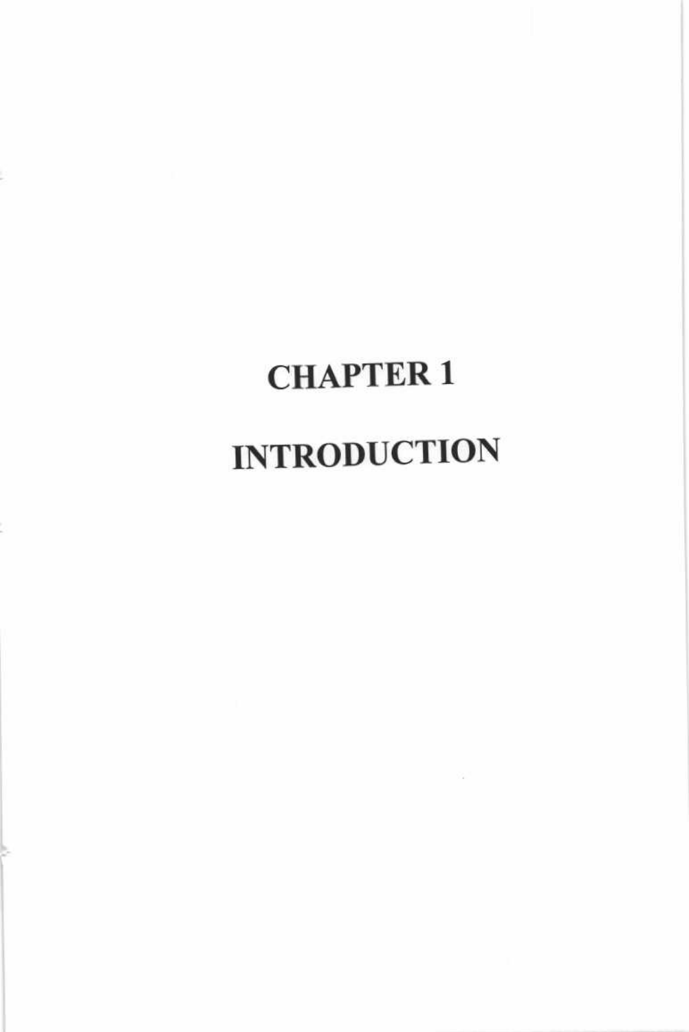# CHAPTER 1

# INTRODUCTION